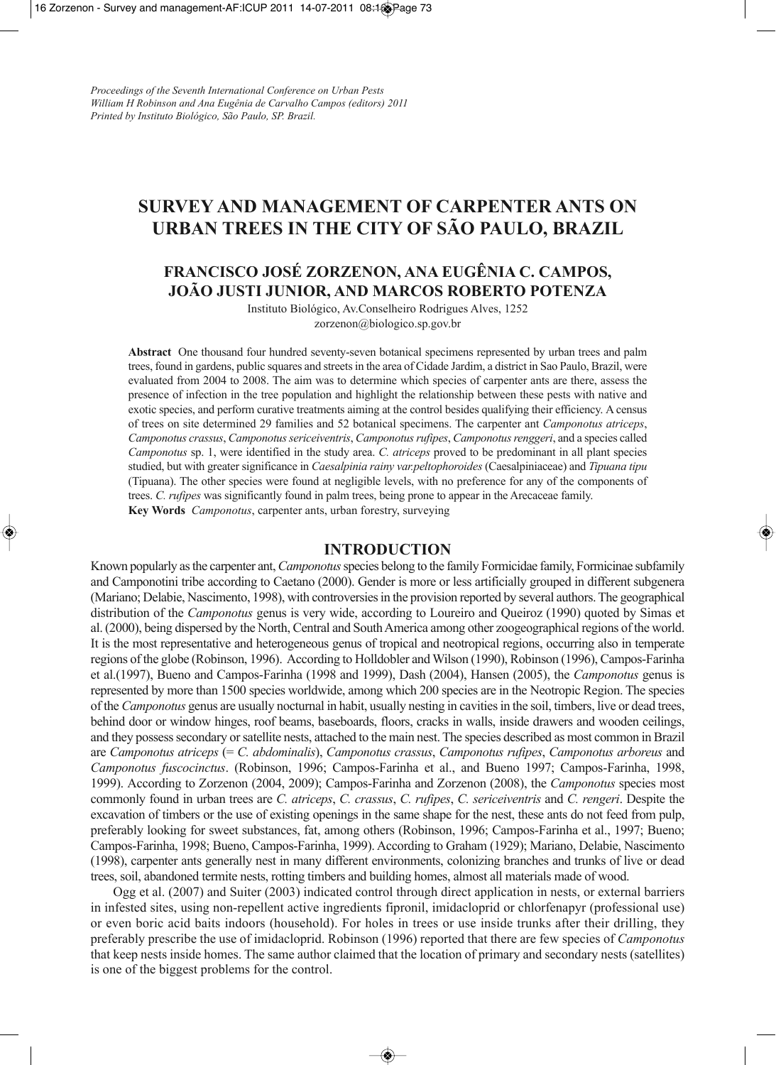*Proceedings of the Seventh International Conference on Urban Pests*
*William H Robinson and Ana Eugênia de Carvalho Campos (editors) 2011*
*Printed by Instituto Biológico, São Paulo, SP. Brazil.*

# SURVEY AND MANAGEMENT OF CARPENTER ANTS ON URBAN TREES IN THE CITY OF SÃO PAULO, BRAZIL

## FRANCISCO JOSÉ ZORZENON, ANA EUGÊNIA C. CAMPOS, JOÃO JUSTI JUNIOR, AND MARCOS ROBERTO POTENZA

Instituto Biológico, Av.Conselheiro Rodrigues Alves, 1252
zorzenon@biologico.sp.gov.br

**Abstract** One thousand four hundred seventy-seven botanical specimens represented by urban trees and palm trees, found in gardens, public squares and streets in the area of Cidade Jardim, a district in Sao Paulo, Brazil, were evaluated from 2004 to 2008. The aim was to determine which species of carpenter ants are there, assess the presence of infection in the tree population and highlight the relationship between these pests with native and exotic species, and perform curative treatments aiming at the control besides qualifying their efficiency. A census of trees on site determined 29 families and 52 botanical specimens. The carpenter ant *Camponotus atriceps*, *Camponotus crassus*, *Camponotus sericeiventris*, *Camponotus rufipes*, *Camponotus renggeri*, and a species called *Camponotus* sp. 1, were identified in the study area. *C. atriceps* proved to be predominant in all plant species studied, but with greater significance in *Caesalpinia rainy var.peltophoroides* (Caesalpiniaceae) and *Tipuana tipu* (Tipuana). The other species were found at negligible levels, with no preference for any of the components of trees. *C. rufipes* was significantly found in palm trees, being prone to appear in the Arecaceae family.
**Key Words** *Camponotus*, carpenter ants, urban forestry, surveying

## INTRODUCTION

Known popularly as the carpenter ant, *Camponotus* species belong to the family Formicidae family, Formicinae subfamily and Camponotini tribe according to Caetano (2000). Gender is more or less artificially grouped in different subgenera (Mariano; Delabie, Nascimento, 1998), with controversies in the provision reported by several authors. The geographical distribution of the *Camponotus* genus is very wide, according to Loureiro and Queiroz (1990) quoted by Simas et al. (2000), being dispersed by the North, Central and South America among other zoogeographical regions of the world. It is the most representative and heterogeneous genus of tropical and neotropical regions, occurring also in temperate regions of the globe (Robinson, 1996). According to Holldobler and Wilson (1990), Robinson (1996), Campos-Farinha et al.(1997), Bueno and Campos-Farinha (1998 and 1999), Dash (2004), Hansen (2005), the *Camponotus* genus is represented by more than 1500 species worldwide, among which 200 species are in the Neotropic Region. The species of the *Camponotus* genus are usually nocturnal in habit, usually nesting in cavities in the soil, timbers, live or dead trees, behind door or window hinges, roof beams, baseboards, floors, cracks in walls, inside drawers and wooden ceilings, and they possess secondary or satellite nests, attached to the main nest. The species described as most common in Brazil are *Camponotus atriceps* (= *C. abdominalis*), *Camponotus crassus*, *Camponotus rufipes*, *Camponotus arboreus* and *Camponotus fuscocinctus*. (Robinson, 1996; Campos-Farinha et al., and Bueno 1997; Campos-Farinha, 1998, 1999). According to Zorzenon (2004, 2009); Campos-Farinha and Zorzenon (2008), the *Camponotus* species most commonly found in urban trees are *C. atriceps*, *C. crassus*, *C. rufipes*, *C. sericeiventris* and *C. rengeri*. Despite the excavation of timbers or the use of existing openings in the same shape for the nest, these ants do not feed from pulp, preferably looking for sweet substances, fat, among others (Robinson, 1996; Campos-Farinha et al., 1997; Bueno; Campos-Farinha, 1998; Bueno, Campos-Farinha, 1999). According to Graham (1929); Mariano, Delabie, Nascimento (1998), carpenter ants generally nest in many different environments, colonizing branches and trunks of live or dead trees, soil, abandoned termite nests, rotting timbers and building homes, almost all materials made of wood.

Ogg et al. (2007) and Suiter (2003) indicated control through direct application in nests, or external barriers in infested sites, using non-repellent active ingredients fipronil, imidacloprid or chlorfenapyr (professional use) or even boric acid baits indoors (household). For holes in trees or use inside trunks after their drilling, they preferably prescribe the use of imidacloprid. Robinson (1996) reported that there are few species of *Camponotus* that keep nests inside homes. The same author claimed that the location of primary and secondary nests (satellites) is one of the biggest problems for the control.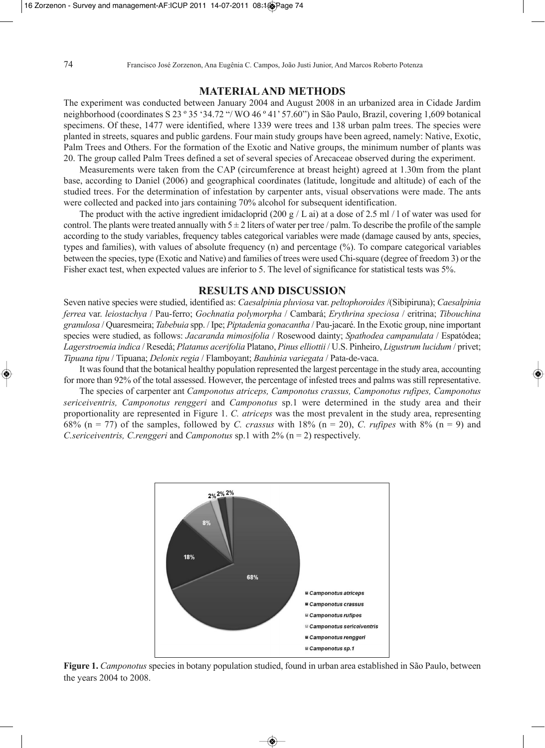## MATERIAL AND METHODS

The experiment was conducted between January 2004 and August 2008 in an urbanized area in Cidade Jardim neighborhood (coordinates S 23 º 35 '34.72 "/ WO 46 º 41' 57.60") in São Paulo, Brazil, covering 1,609 botanical specimens. Of these, 1477 were identified, where 1339 were trees and 138 urban palm trees. The species were planted in streets, squares and public gardens. Four main study groups have been agreed, namely: Native, Exotic, Palm Trees and Others. For the formation of the Exotic and Native groups, the minimum number of plants was 20. The group called Palm Trees defined a set of several species of Arecaceae observed during the experiment.

Measurements were taken from the CAP (circumference at breast height) agreed at 1.30m from the plant base, according to Daniel (2006) and geographical coordinates (latitude, longitude and altitude) of each of the studied trees. For the determination of infestation by carpenter ants, visual observations were made. The ants were collected and packed into jars containing 70% alcohol for subsequent identification.

The product with the active ingredient imidacloprid (200 g / L ai) at a dose of 2.5 ml / l of water was used for control. The plants were treated annually with $5 \pm 2$ liters of water per tree / palm. To describe the profile of the sample according to the study variables, frequency tables categorical variables were made (damage caused by ants, species, types and families), with values of absolute frequency (n) and percentage (%). To compare categorical variables between the species, type (Exotic and Native) and families of trees were used Chi-square (degree of freedom 3) or the Fisher exact test, when expected values are inferior to 5. The level of significance for statistical tests was 5%.

## RESULTS AND DISCUSSION

Seven native species were studied, identified as: *Caesalpinia pluviosa* var. *peltophoroides* /(Sibipiruna); *Caesalpinia ferrea* var. *leiostachya* / Pau-ferro; *Gochnatia polymorpha* / Cambará; *Erythrina speciosa* / eritrina; *Tibouchina granulosa* / Quaresmeira; *Tabebuia* spp. / Ipe; *Piptadenia gonacantha* / Pau-jacaré. In the Exotic group, nine important species were studied, as follows: *Jacaranda mimosifolia* / Rosewood dainty; *Spathodea campanulata* / Espatódea; *Lagerstroemia indica* / Resedá; *Platanus acerifolia* Platano, *Pinus elliottii* / U.S. Pinheiro, *Ligustrum lucidum* / privet; *Tipuana tipu* / Tipuana; *Delonix regia* / Flamboyant; *Bauhinia variegata* / Pata-de-vaca.

It was found that the botanical healthy population represented the largest percentage in the study area, accounting for more than 92% of the total assessed. However, the percentage of infested trees and palms was still representative.

The species of carpenter ant *Camponotus atriceps, Camponotus crassus, Camponotus rufipes, Camponotus sericeiventris, Camponotus renggeri* and *Camponotus* sp.1 were determined in the study area and their proportionality are represented in Figure 1. *C. atriceps* was the most prevalent in the study area, representing 68% (n = 77) of the samples, followed by *C. crassus* with 18% (n = 20), *C. rufipes* with 8% (n = 9) and *C.sericeiventris, C.renggeri* and *Camponotus* sp.1 with 2% (n = 2) respectively.

**Figure 1.** *Camponotus* species in botany population studied, found in urban area established in São Paulo, between the years 2004 to 2008.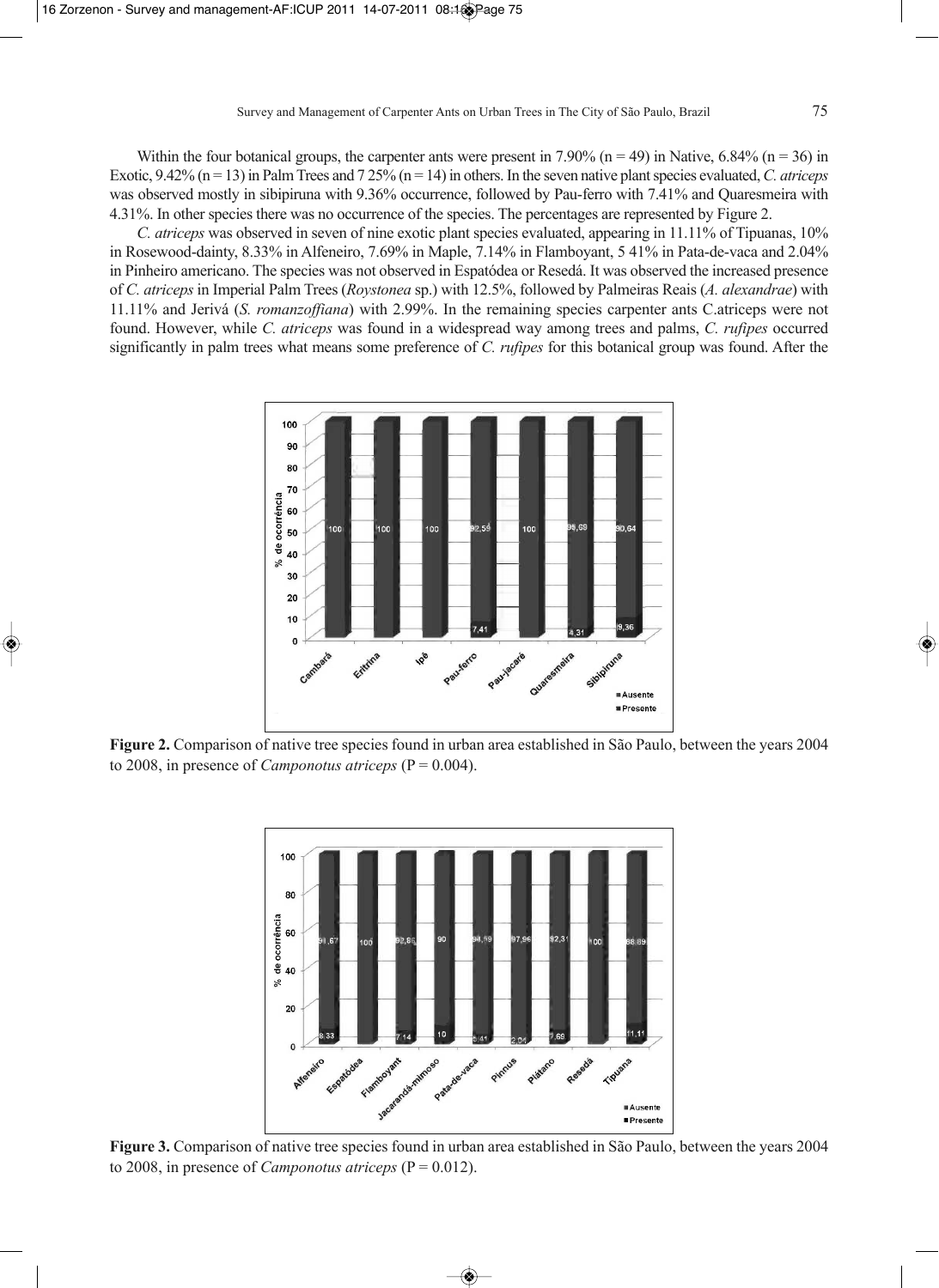Within the four botanical groups, the carpenter ants were present in 7.90% (n = 49) in Native, 6.84% (n = 36) in Exotic, 9.42% (n = 13) in Palm Trees and 7 25% (n = 14) in others. In the seven native plant species evaluated, *C. atriceps* was observed mostly in sibipiruna with 9.36% occurrence, followed by Pau-ferro with 7.41% and Quaresmeira with 4.31%. In other species there was no occurrence of the species. The percentages are represented by Figure 2.

*C. atriceps* was observed in seven of nine exotic plant species evaluated, appearing in 11.11% of Tipuanas, 10% in Rosewood-dainty, 8.33% in Alfeneiro, 7.69% in Maple, 7.14% in Flamboyant, 5 41% in Pata-de-vaca and 2.04% in Pinheiro americano. The species was not observed in Espatódea or Resedá. It was observed the increased presence of *C. atriceps* in Imperial Palm Trees (*Roystonea* sp.) with 12.5%, followed by Palmeiras Reais (*A. alexandrae*) with 11.11% and Jerivá (*S. romanzoffiana*) with 2.99%. In the remaining species carpenter ants C.atriceps were not found. However, while *C. atriceps* was found in a widespread way among trees and palms, *C. rufipes* occurred significantly in palm trees what means some preference of *C. rufipes* for this botanical group was found. After the

**Figure 2.** Comparison of native tree species found in urban area established in São Paulo, between the years 2004 to 2008, in presence of *Camponotus atriceps* (P = 0.004).

**Figure 3.** Comparison of native tree species found in urban area established in São Paulo, between the years 2004 to 2008, in presence of *Camponotus atriceps* (P = 0.012).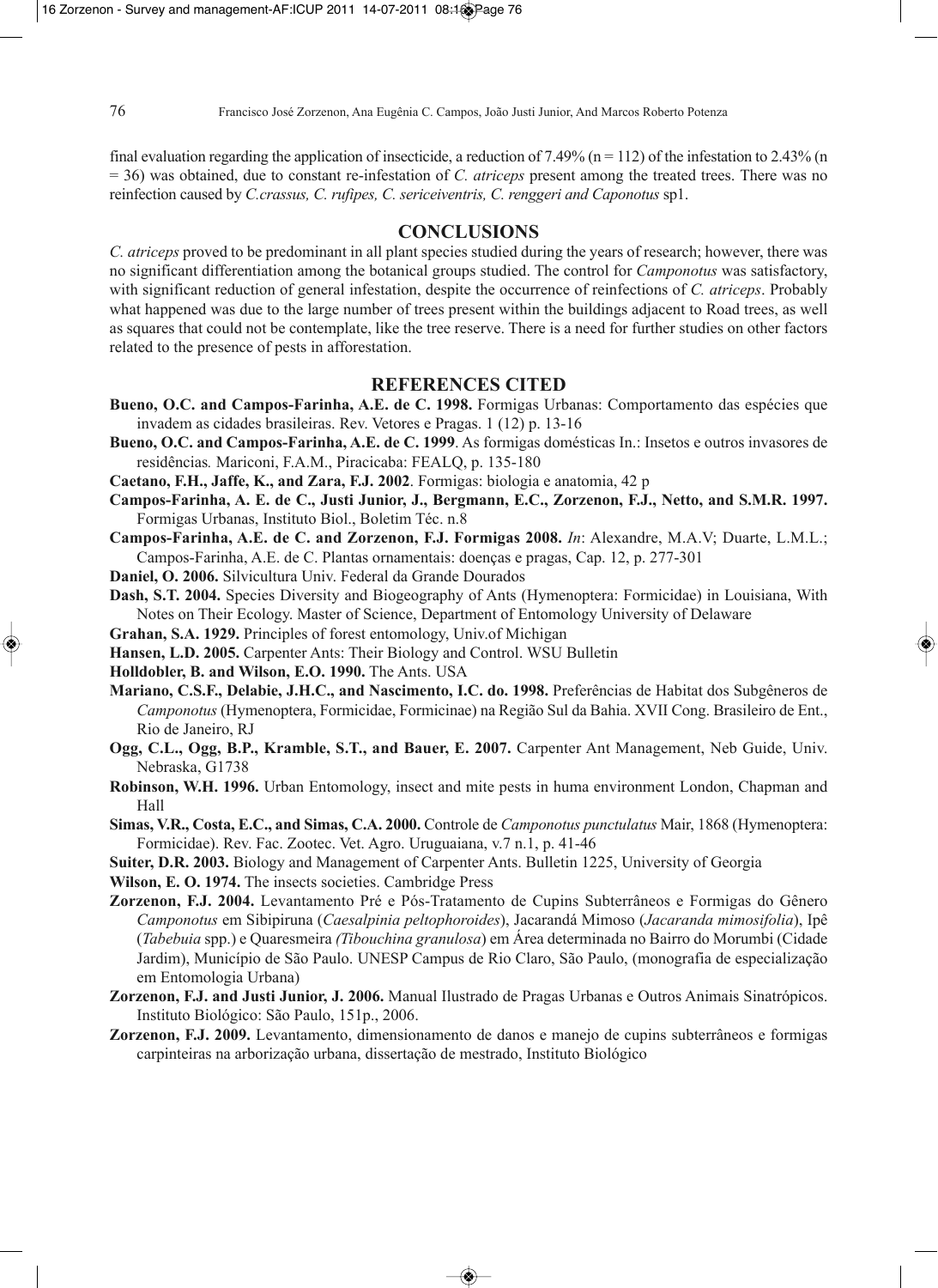final evaluation regarding the application of insecticide, a reduction of 7.49% (n = 112) of the infestation to 2.43% (n = 36) was obtained, due to constant re-infestation of *C. atriceps* present among the treated trees. There was no reinfection caused by *C.crassus, C. rufipes, C. sericeiventris, C. renggeri and Caponotus* sp1.

## CONCLUSIONS

*C. atriceps* proved to be predominant in all plant species studied during the years of research; however, there was no significant differentiation among the botanical groups studied. The control for *Camponotus* was satisfactory, with significant reduction of general infestation, despite the occurrence of reinfections of *C. atriceps*. Probably what happened was due to the large number of trees present within the buildings adjacent to Road trees, as well as squares that could not be contemplate, like the tree reserve. There is a need for further studies on other factors related to the presence of pests in afforestation.

## REFERENCES CITED

**Bueno, O.C. and Campos-Farinha, A.E. de C. 1998.** Formigas Urbanas: Comportamento das espécies que invadem as cidades brasileiras. Rev. Vetores e Pragas. 1 (12) p. 13-16

**Bueno, O.C. and Campos-Farinha, A.E. de C. 1999**. As formigas domésticas In.: Insetos e outros invasores de residências*.* Mariconi, F.A.M., Piracicaba: FEALQ, p. 135-180

**Caetano, F.H., Jaffe, K., and Zara, F.J. 2002**. Formigas: biologia e anatomia, 42 p

**Campos-Farinha, A. E. de C., Justi Junior, J., Bergmann, E.C., Zorzenon, F.J., Netto, and S.M.R. 1997.** Formigas Urbanas, Instituto Biol., Boletim Téc. n.8

**Campos-Farinha, A.E. de C. and Zorzenon, F.J. Formigas 2008.** *In*: Alexandre, M.A.V; Duarte, L.M.L.; Campos-Farinha, A.E. de C. Plantas ornamentais: doenças e pragas, Cap. 12, p. 277-301

**Daniel, O. 2006.** Silvicultura Univ. Federal da Grande Dourados

**Dash, S.T. 2004.** Species Diversity and Biogeography of Ants (Hymenoptera: Formicidae) in Louisiana, With Notes on Their Ecology. Master of Science, Department of Entomology University of Delaware

**Grahan, S.A. 1929.** Principles of forest entomology, Univ.of Michigan

**Hansen, L.D. 2005.** Carpenter Ants: Their Biology and Control. WSU Bulletin

**Holldobler, B. and Wilson, E.O. 1990.** The Ants. USA

**Mariano, C.S.F., Delabie, J.H.C., and Nascimento, I.C. do. 1998.** Preferências de Habitat dos Subgêneros de *Camponotus* (Hymenoptera, Formicidae, Formicinae) na Região Sul da Bahia. XVII Cong. Brasileiro de Ent., Rio de Janeiro, RJ

**Ogg, C.L., Ogg, B.P., Kramble, S.T., and Bauer, E. 2007.** Carpenter Ant Management, Neb Guide, Univ. Nebraska, G1738

**Robinson, W.H. 1996.** Urban Entomology, insect and mite pests in huma environment London, Chapman and Hall

**Simas, V.R., Costa, E.C., and Simas, C.A. 2000.** Controle de *Camponotus punctulatus* Mair, 1868 (Hymenoptera: Formicidae). Rev. Fac. Zootec. Vet. Agro. Uruguaiana, v.7 n.1, p. 41-46

**Suiter, D.R. 2003.** Biology and Management of Carpenter Ants. Bulletin 1225, University of Georgia

**Wilson, E. O. 1974.** The insects societies. Cambridge Press

**Zorzenon, F.J. 2004.** Levantamento Pré e Pós-Tratamento de Cupins Subterrâneos e Formigas do Gênero *Camponotus* em Sibipiruna (*Caesalpinia peltophoroides*), Jacarandá Mimoso (*Jacaranda mimosifolia*), Ipê (*Tabebuia* spp.) e Quaresmeira *(Tibouchina granulosa*) em Área determinada no Bairro do Morumbi (Cidade Jardim), Município de São Paulo. UNESP Campus de Rio Claro, São Paulo, (monografia de especialização em Entomologia Urbana)

**Zorzenon, F.J. and Justi Junior, J. 2006.** Manual Ilustrado de Pragas Urbanas e Outros Animais Sinatrópicos. Instituto Biológico: São Paulo, 151p., 2006.

**Zorzenon, F.J. 2009.** Levantamento, dimensionamento de danos e manejo de cupins subterrâneos e formigas carpinteiras na arborização urbana, dissertação de mestrado, Instituto Biológico